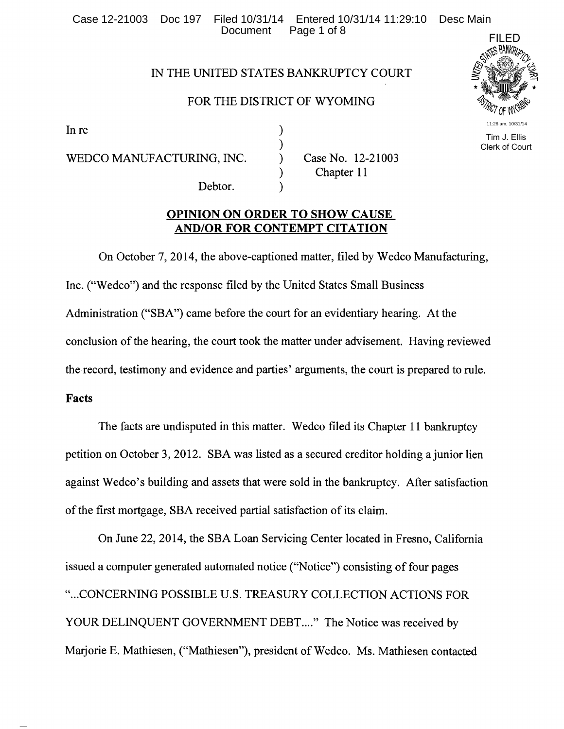IN THE UNITED STATES BANKRUPTCY COURT

FOR THE DISTRICT OF WYOMING

In re

WEDCO MANUFACTURING, INC.

Debtor.

Case No. 12-21003
Chapter 11

FILED
11:26 am, 10/31/14
Tim J. Ellis
Clerk of Court

## OPINION ON ORDER TO SHOW CAUSE AND/OR FOR CONTEMPT CITATION

On October 7, 2014, the above-captioned matter, filed by Wedco Manufacturing, Inc. ("Wedco") and the response filed by the United States Small Business Administration ("SBA") came before the court for an evidentiary hearing. At the conclusion of the hearing, the court took the matter under advisement. Having reviewed the record, testimony and evidence and parties' arguments, the court is prepared to rule.

**Facts**

The facts are undisputed in this matter. Wedco filed its Chapter 11 bankruptcy petition on October 3, 2012. SBA was listed as a secured creditor holding a junior lien against Wedco's building and assets that were sold in the bankruptcy. After satisfaction of the first mortgage, SBA received partial satisfaction of its claim.

On June 22, 2014, the SBA Loan Servicing Center located in Fresno, California issued a computer generated automated notice ("Notice") consisting of four pages "...CONCERNING POSSIBLE U.S. TREASURY COLLECTION ACTIONS FOR YOUR DELINQUENT GOVERNMENT DEBT...." The Notice was received by Marjorie E. Mathiesen, ("Mathiesen"), president of Wedco. Ms. Mathiesen contacted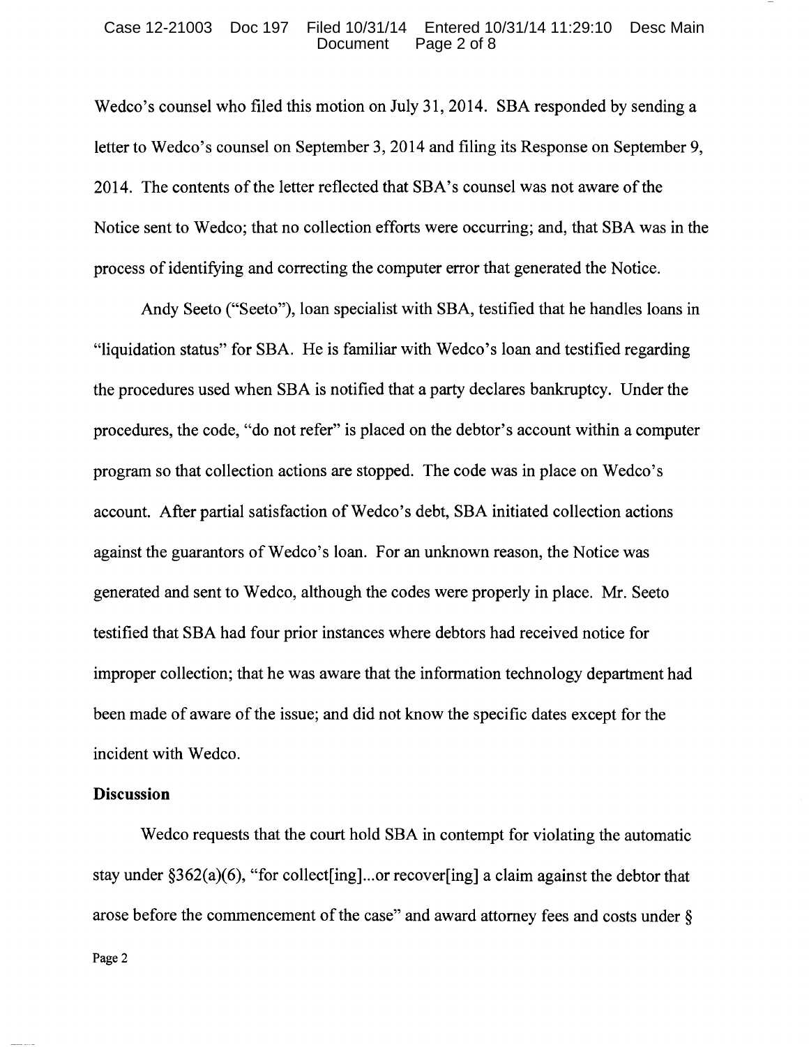Wedco's counsel who filed this motion on July 31, 2014. SBA responded by sending a letter to Wedco's counsel on September 3, 2014 and filing its Response on September 9, 2014. The contents of the letter reflected that SBA's counsel was not aware of the Notice sent to Wedco; that no collection efforts were occurring; and, that SBA was in the process of identifying and correcting the computer error that generated the Notice.

Andy Seeto ("Seeto"), loan specialist with SBA, testified that he handles loans in "liquidation status" for SBA. He is familiar with Wedco's loan and testified regarding the procedures used when SBA is notified that a party declares bankruptcy. Under the procedures, the code, "do not refer" is placed on the debtor's account within a computer program so that collection actions are stopped. The code was in place on Wedco's account. After partial satisfaction of Wedco's debt, SBA initiated collection actions against the guarantors of Wedco's loan. For an unknown reason, the Notice was generated and sent to Wedco, although the codes were properly in place. Mr. Seeto testified that SBA had four prior instances where debtors had received notice for improper collection; that he was aware that the information technology department had been made of aware of the issue; and did not know the specific dates except for the incident with Wedco.

**Discussion**

Wedco requests that the court hold SBA in contempt for violating the automatic stay under §362(a)(6), "for collect[ing]...or recover[ing] a claim against the debtor that arose before the commencement of the case" and award attorney fees and costs under §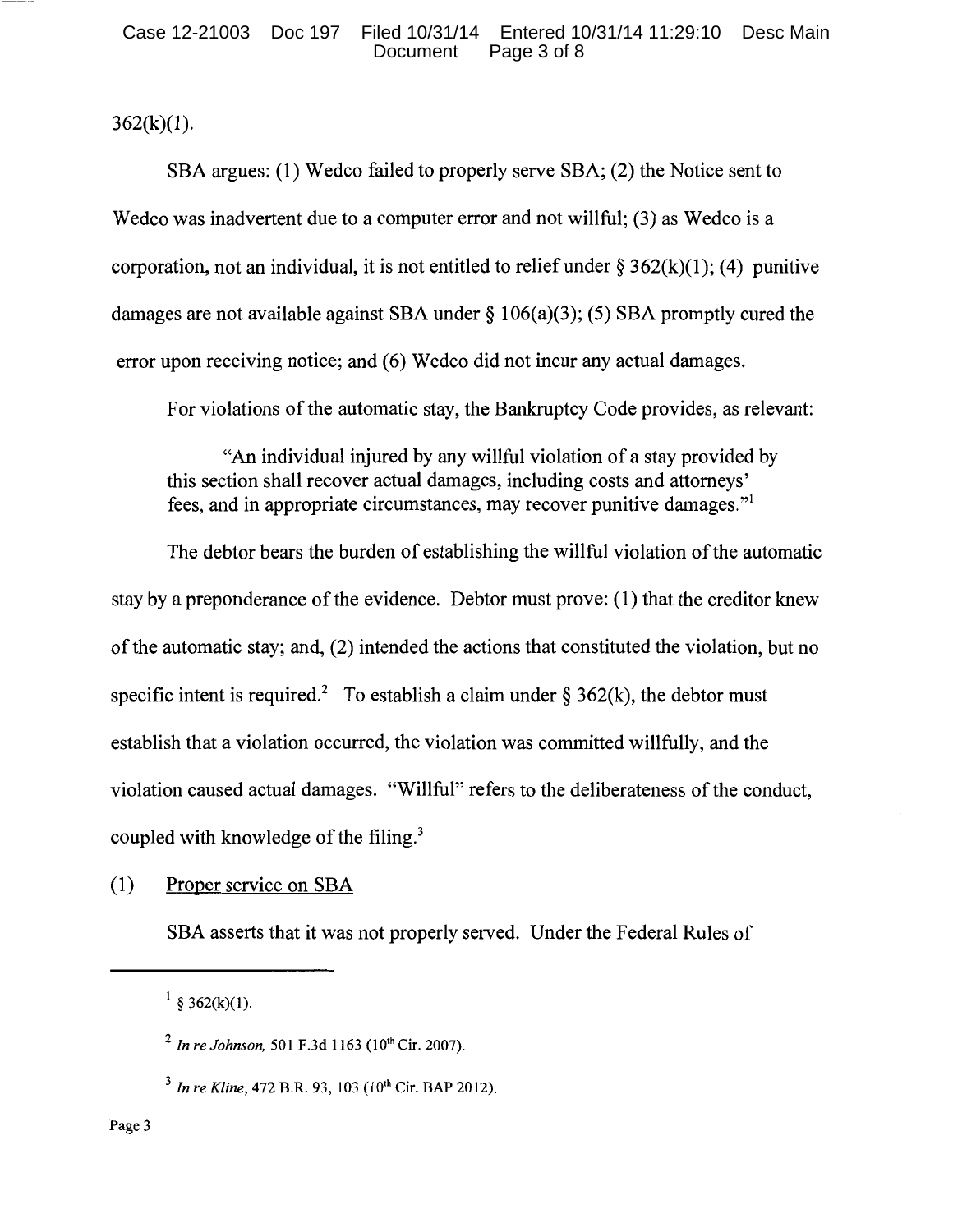362(k)(1).

SBA argues: (1) Wedco failed to properly serve SBA; (2) the Notice sent to Wedco was inadvertent due to a computer error and not willful; (3) as Wedco is a corporation, not an individual, it is not entitled to relief under § 362(k)(1); (4) punitive damages are not available against SBA under § 106(a)(3); (5) SBA promptly cured the error upon receiving notice; and (6) Wedco did not incur any actual damages.

For violations of the automatic stay, the Bankruptcy Code provides, as relevant:

> "An individual injured by any willful violation of a stay provided by this section shall recover actual damages, including costs and attorneys' fees, and in appropriate circumstances, may recover punitive damages."[1]

The debtor bears the burden of establishing the willful violation of the automatic stay by a preponderance of the evidence. Debtor must prove: (1) that the creditor knew of the automatic stay; and, (2) intended the actions that constituted the violation, but no specific intent is required.[2] To establish a claim under § 362(k), the debtor must establish that a violation occurred, the violation was committed willfully, and the violation caused actual damages. "Willful" refers to the deliberateness of the conduct, coupled with knowledge of the filing.[3]

(1) <u>Proper service on SBA</u>

SBA asserts that it was not properly served. Under the Federal Rules of

---

[1] § 362(k)(1).

[2] *In re Johnson*, 501 F.3d 1163 (10th Cir. 2007).

[3] *In re Kline*, 472 B.R. 93, 103 (10th Cir. BAP 2012).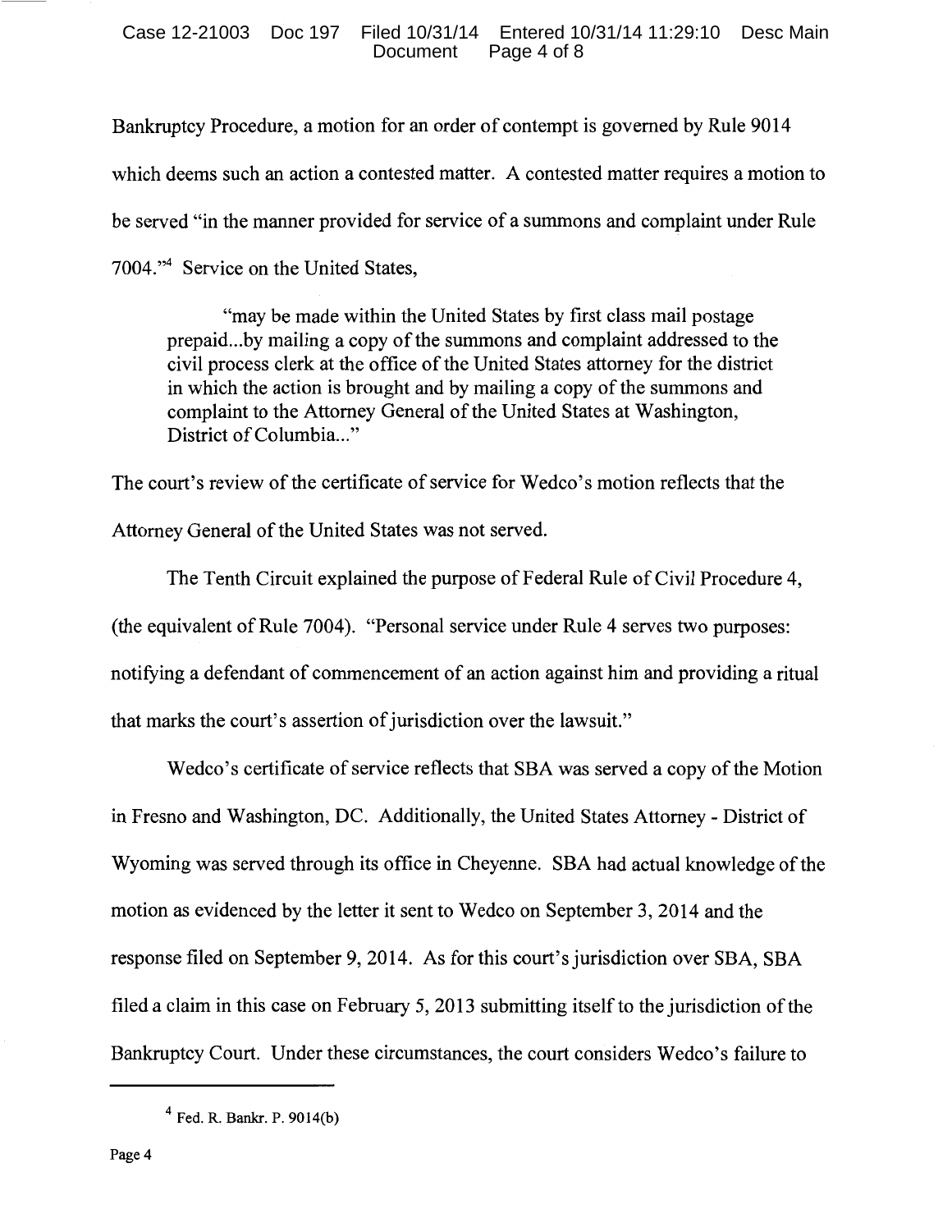Bankruptcy Procedure, a motion for an order of contempt is governed by Rule 9014 which deems such an action a contested matter. A contested matter requires a motion to be served "in the manner provided for service of a summons and complaint under Rule 7004."[4] Service on the United States,

> "may be made within the United States by first class mail postage prepaid...by mailing a copy of the summons and complaint addressed to the civil process clerk at the office of the United States attorney for the district in which the action is brought and by mailing a copy of the summons and complaint to the Attorney General of the United States at Washington, District of Columbia..."

The court's review of the certificate of service for Wedco's motion reflects that the Attorney General of the United States was not served.

The Tenth Circuit explained the purpose of Federal Rule of Civil Procedure 4, (the equivalent of Rule 7004). "Personal service under Rule 4 serves two purposes: notifying a defendant of commencement of an action against him and providing a ritual that marks the court's assertion of jurisdiction over the lawsuit."

Wedco's certificate of service reflects that SBA was served a copy of the Motion in Fresno and Washington, DC. Additionally, the United States Attorney - District of Wyoming was served through its office in Cheyenne. SBA had actual knowledge of the motion as evidenced by the letter it sent to Wedco on September 3, 2014 and the response filed on September 9, 2014. As for this court's jurisdiction over SBA, SBA filed a claim in this case on February 5, 2013 submitting itself to the jurisdiction of the Bankruptcy Court. Under these circumstances, the court considers Wedco's failure to

---

[4] Fed. R. Bankr. P. 9014(b)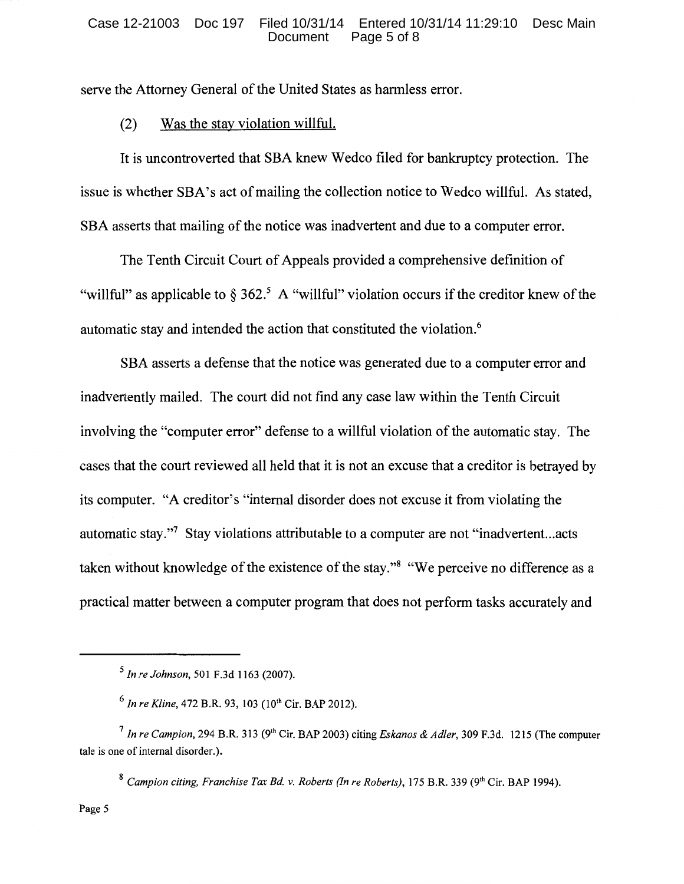serve the Attorney General of the United States as harmless error.

(2) Was the stay violation willful.

It is uncontroverted that SBA knew Wedco filed for bankruptcy protection. The issue is whether SBA's act of mailing the collection notice to Wedco willful. As stated, SBA asserts that mailing of the notice was inadvertent and due to a computer error.

The Tenth Circuit Court of Appeals provided a comprehensive definition of "willful" as applicable to § 362.[5] A "willful" violation occurs if the creditor knew of the automatic stay and intended the action that constituted the violation.[6]

SBA asserts a defense that the notice was generated due to a computer error and inadvertently mailed. The court did not find any case law within the Tenth Circuit involving the "computer error" defense to a willful violation of the automatic stay. The cases that the court reviewed all held that it is not an excuse that a creditor is betrayed by its computer. "A creditor's "internal disorder does not excuse it from violating the automatic stay."[7] Stay violations attributable to a computer are not "inadvertent...acts taken without knowledge of the existence of the stay."[8] "We perceive no difference as a practical matter between a computer program that does not perform tasks accurately and

---

[5] *In re Johnson*, 501 F.3d 1163 (2007).

[6] *In re Kline*, 472 B.R. 93, 103 (10th Cir. BAP 2012).

[7] *In re Campion*, 294 B.R. 313 (9th Cir. BAP 2003) citing *Eskanos & Adler*, 309 F.3d. 1215 (The computer tale is one of internal disorder.).

[8] *Campion citing, Franchise Tax Bd. v. Roberts (In re Roberts)*, 175 B.R. 339 (9th Cir. BAP 1994).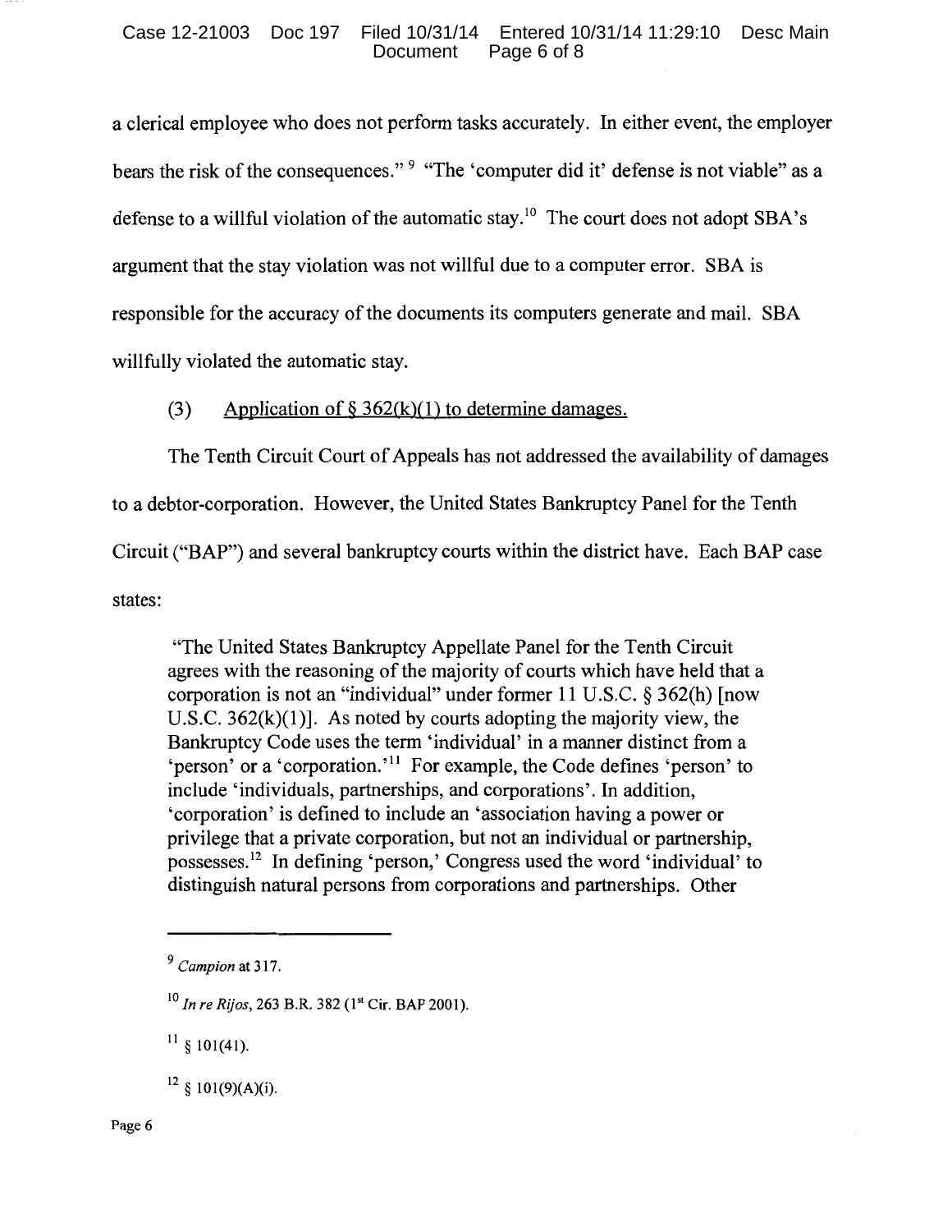a clerical employee who does not perform tasks accurately. In either event, the employer bears the risk of the consequences."[9] "The 'computer did it' defense is not viable" as a defense to a willful violation of the automatic stay.[10] The court does not adopt SBA's argument that the stay violation was not willful due to a computer error. SBA is responsible for the accuracy of the documents its computers generate and mail. SBA willfully violated the automatic stay.

(3) Application of § 362(k)(1) to determine damages.

The Tenth Circuit Court of Appeals has not addressed the availability of damages to a debtor-corporation. However, the United States Bankruptcy Panel for the Tenth Circuit ("BAP") and several bankruptcy courts within the district have. Each BAP case states:

> "The United States Bankruptcy Appellate Panel for the Tenth Circuit agrees with the reasoning of the majority of courts which have held that a corporation is not an "individual" under former 11 U.S.C. § 362(h) [now U.S.C. 362(k)(1)]. As noted by courts adopting the majority view, the Bankruptcy Code uses the term 'individual' in a manner distinct from a 'person' or a 'corporation.'[11] For example, the Code defines 'person' to include 'individuals, partnerships, and corporations'. In addition, 'corporation' is defined to include an 'association having a power or privilege that a private corporation, but not an individual or partnership, possesses.[12] In defining 'person,' Congress used the word 'individual' to distinguish natural persons from corporations and partnerships. Other

---

[9] *Campion* at 317.

[10] *In re Rijos*, 263 B.R. 382 (1st Cir. BAP 2001).

[11] § 101(41).

[12] § 101(9)(A)(i).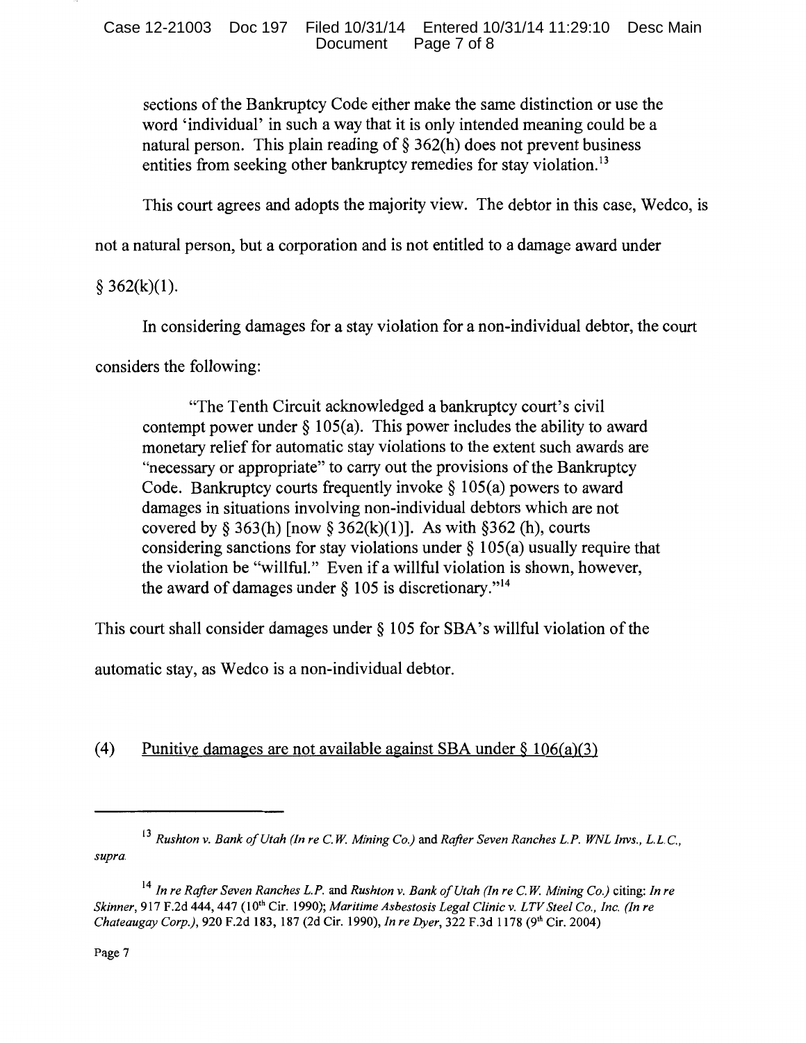> sections of the Bankruptcy Code either make the same distinction or use the word 'individual' in such a way that it is only intended meaning could be a natural person. This plain reading of § 362(h) does not prevent business entities from seeking other bankruptcy remedies for stay violation.[13]

This court agrees and adopts the majority view. The debtor in this case, Wedco, is not a natural person, but a corporation and is not entitled to a damage award under § 362(k)(1).

In considering damages for a stay violation for a non-individual debtor, the court considers the following:

> "The Tenth Circuit acknowledged a bankruptcy court's civil contempt power under § 105(a). This power includes the ability to award monetary relief for automatic stay violations to the extent such awards are "necessary or appropriate" to carry out the provisions of the Bankruptcy Code. Bankruptcy courts frequently invoke § 105(a) powers to award damages in situations involving non-individual debtors which are not covered by § 363(h) [now § 362(k)(1)]. As with §362 (h), courts considering sanctions for stay violations under § 105(a) usually require that the violation be "willful." Even if a willful violation is shown, however, the award of damages under § 105 is discretionary."[14]

This court shall consider damages under § 105 for SBA's willful violation of the automatic stay, as Wedco is a non-individual debtor.

(4) <u>Punitive damages are not available against SBA under § 106(a)(3)</u>

---

[13] *Rushton v. Bank of Utah (In re C.W. Mining Co.)* and *Rafter Seven Ranches L.P. WNL Invs., L.L.C., supra.*

[14] *In re Rafter Seven Ranches L.P.* and *Rushton v. Bank of Utah (In re C.W. Mining Co.)* citing: *In re Skinner*, 917 F.2d 444, 447 (10th Cir. 1990); *Maritime Asbestosis Legal Clinic v. LTV Steel Co., Inc. (In re Chateaugay Corp.)*, 920 F.2d 183, 187 (2d Cir. 1990), *In re Dyer*, 322 F.3d 1178 (9th Cir. 2004)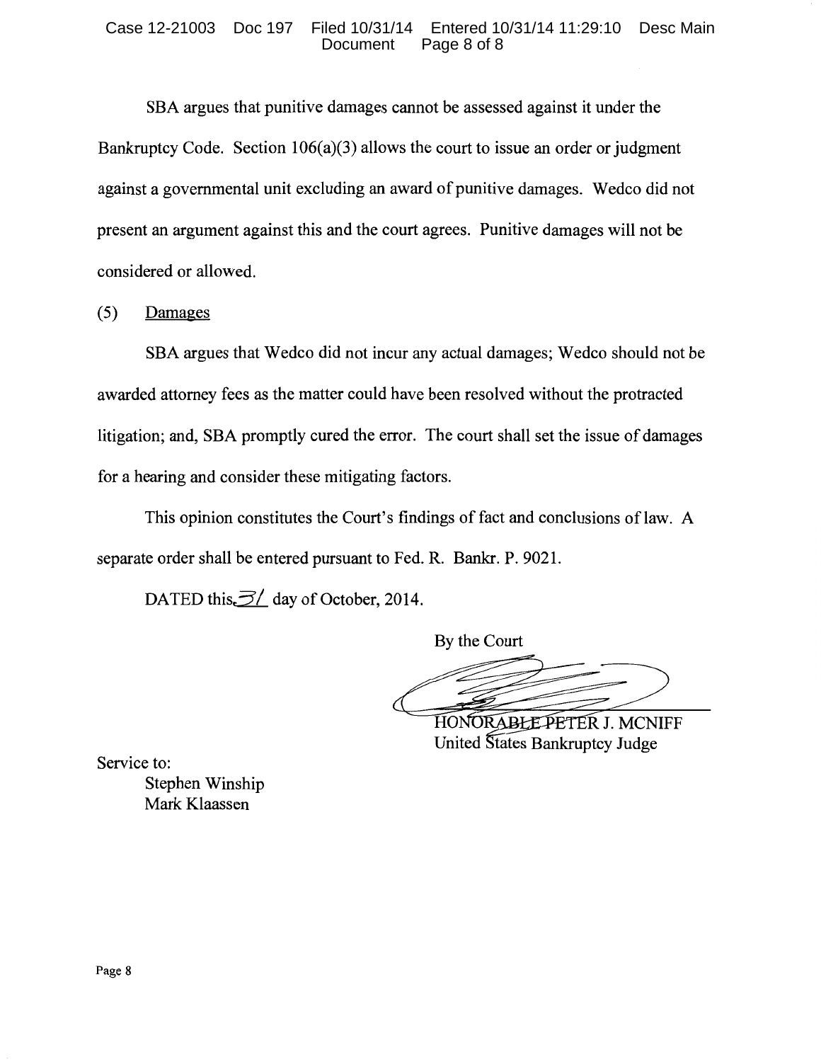SBA argues that punitive damages cannot be assessed against it under the Bankruptcy Code. Section 106(a)(3) allows the court to issue an order or judgment against a governmental unit excluding an award of punitive damages. Wedco did not present an argument against this and the court agrees. Punitive damages will not be considered or allowed.

(5) Damages

SBA argues that Wedco did not incur any actual damages; Wedco should not be awarded attorney fees as the matter could have been resolved without the protracted litigation; and, SBA promptly cured the error. The court shall set the issue of damages for a hearing and consider these mitigating factors.

This opinion constitutes the Court's findings of fact and conclusions of law. A separate order shall be entered pursuant to Fed. R. Bankr. P. 9021.

DATED this 31 day of October, 2014.

By the Court

HONORABLE PETER J. MCNIFF
United States Bankruptcy Judge

Service to:
Stephen Winship
Mark Klaassen